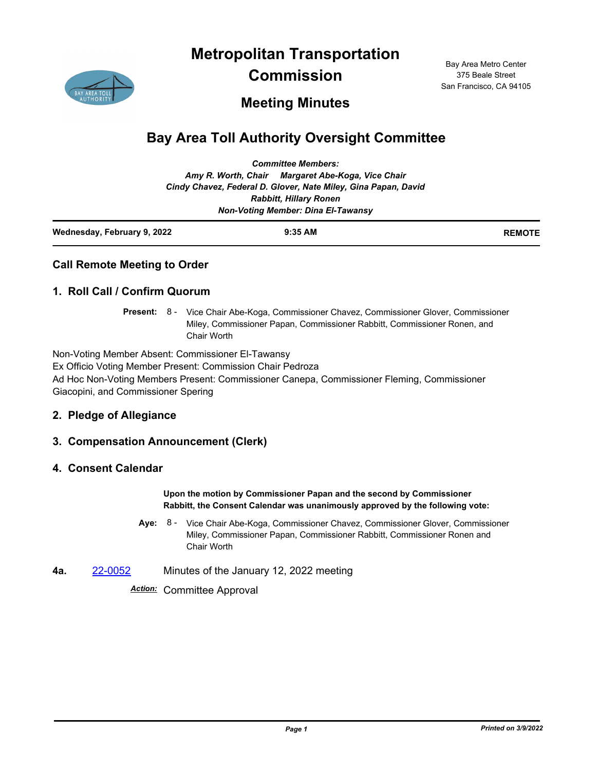# Metropolitan Transportation Commission

## Meeting Minutes

Bay Area Metro Center
375 Beale Street
San Francisco, CA 94105

# Bay Area Toll Authority Oversight Committee

***Committee Members:***
***Amy R. Worth, Chair     Margaret Abe-Koga, Vice Chair***
***Cindy Chavez, Federal D. Glover, Nate Miley, Gina Papan, David Rabbitt, Hillary Ronen***
***Non-Voting Member: Dina El-Tawansy***

**Wednesday, February 9, 2022** | **9:35 AM** | **REMOTE**

## Call Remote Meeting to Order

## 1. Roll Call / Confirm Quorum

**Present:** 8 - Vice Chair Abe-Koga, Commissioner Chavez, Commissioner Glover, Commissioner Miley, Commissioner Papan, Commissioner Rabbitt, Commissioner Ronen, and Chair Worth

Non-Voting Member Absent: Commissioner El-Tawansy
Ex Officio Voting Member Present: Commission Chair Pedroza
Ad Hoc Non-Voting Members Present: Commissioner Canepa, Commissioner Fleming, Commissioner Giacopini, and Commissioner Spering

## 2. Pledge of Allegiance

## 3. Compensation Announcement (Clerk)

## 4. Consent Calendar

**Upon the motion by Commissioner Papan and the second by Commissioner Rabbitt, the Consent Calendar was unanimously approved by the following vote:**

**Aye:** 8 - Vice Chair Abe-Koga, Commissioner Chavez, Commissioner Glover, Commissioner Miley, Commissioner Papan, Commissioner Rabbitt, Commissioner Ronen and Chair Worth

**4a.** 22-0052 Minutes of the January 12, 2022 meeting

***Action:*** Committee Approval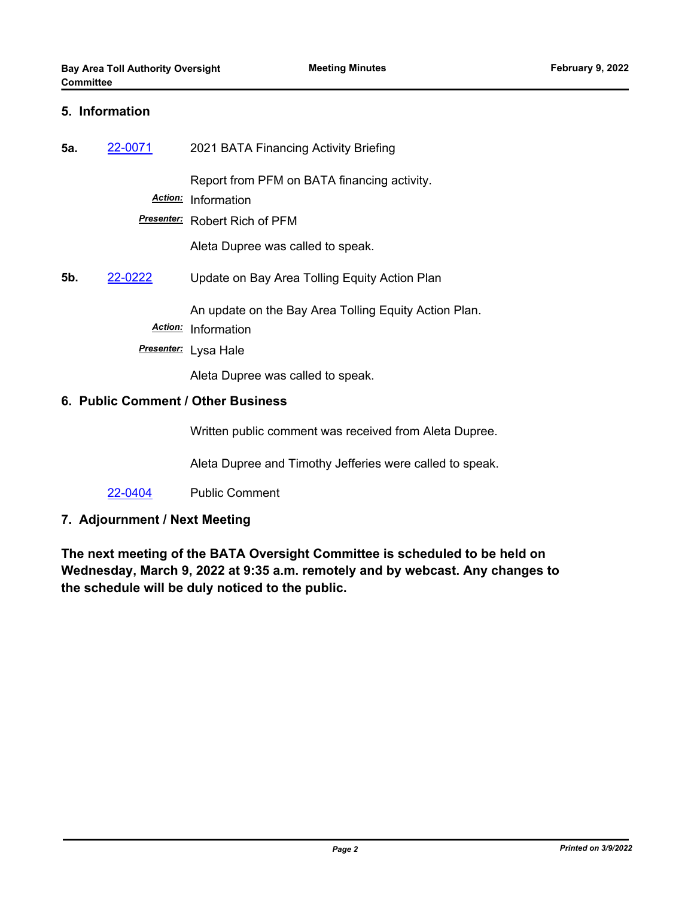## 5. Information

**5a.** 22-0071 2021 BATA Financing Activity Briefing

Report from PFM on BATA financing activity.

***Action:*** Information

***Presenter:*** Robert Rich of PFM

Aleta Dupree was called to speak.

**5b.** 22-0222 Update on Bay Area Tolling Equity Action Plan

An update on the Bay Area Tolling Equity Action Plan.

***Action:*** Information

***Presenter:*** Lysa Hale

Aleta Dupree was called to speak.

## 6. Public Comment / Other Business

Written public comment was received from Aleta Dupree.

Aleta Dupree and Timothy Jefferies were called to speak.

22-0404 Public Comment

## 7. Adjournment / Next Meeting

**The next meeting of the BATA Oversight Committee is scheduled to be held on Wednesday, March 9, 2022 at 9:35 a.m. remotely and by webcast. Any changes to the schedule will be duly noticed to the public.**